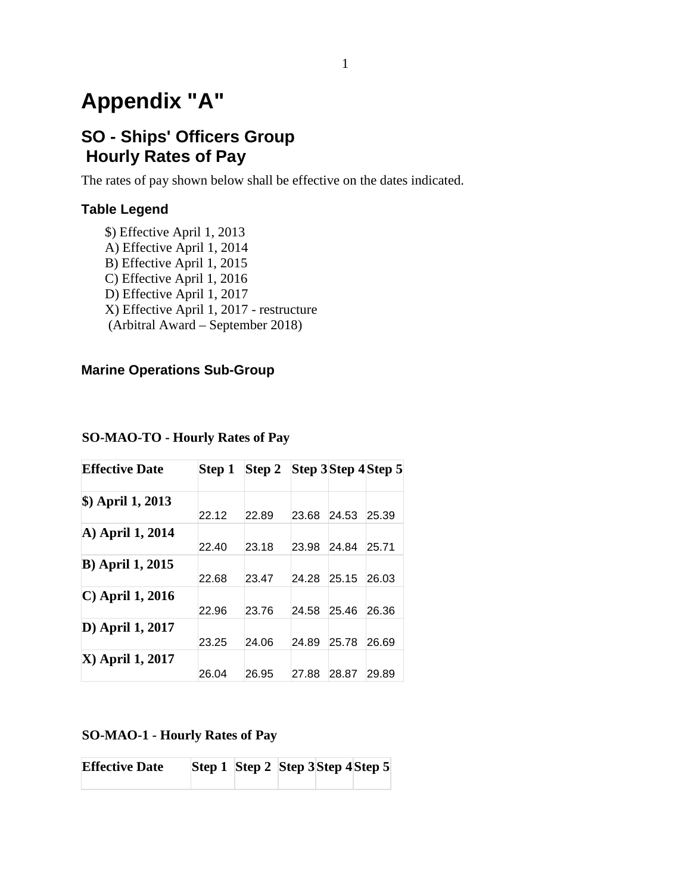# Appendix "A"

## SO - Ships' Officers Group
## Hourly Rates of Pay

The rates of pay shown below shall be effective on the dates indicated.

### Table Legend

$) Effective April 1, 2013
A) Effective April 1, 2014
B) Effective April 1, 2015
C) Effective April 1, 2016
D) Effective April 1, 2017
X) Effective April 1, 2017 - restructure
(Arbitral Award – September 2018)

### Marine Operations Sub-Group

**SO-MAO-TO - Hourly Rates of Pay**

| Effective Date | Step 1 | Step 2 | Step 3 | Step 4 | Step 5 |
|---|---|---|---|---|---|
| $) April 1, 2013 | 22.12 | 22.89 | 23.68 | 24.53 | 25.39 |
| A) April 1, 2014 | 22.40 | 23.18 | 23.98 | 24.84 | 25.71 |
| B) April 1, 2015 | 22.68 | 23.47 | 24.28 | 25.15 | 26.03 |
| C) April 1, 2016 | 22.96 | 23.76 | 24.58 | 25.46 | 26.36 |
| D) April 1, 2017 | 23.25 | 24.06 | 24.89 | 25.78 | 26.69 |
| X) April 1, 2017 | 26.04 | 26.95 | 27.88 | 28.87 | 29.89 |

**SO-MAO-1 - Hourly Rates of Pay**

| Effective Date | Step 1 | Step 2 | Step 3 | Step 4 | Step 5 |
|---|---|---|---|---|---|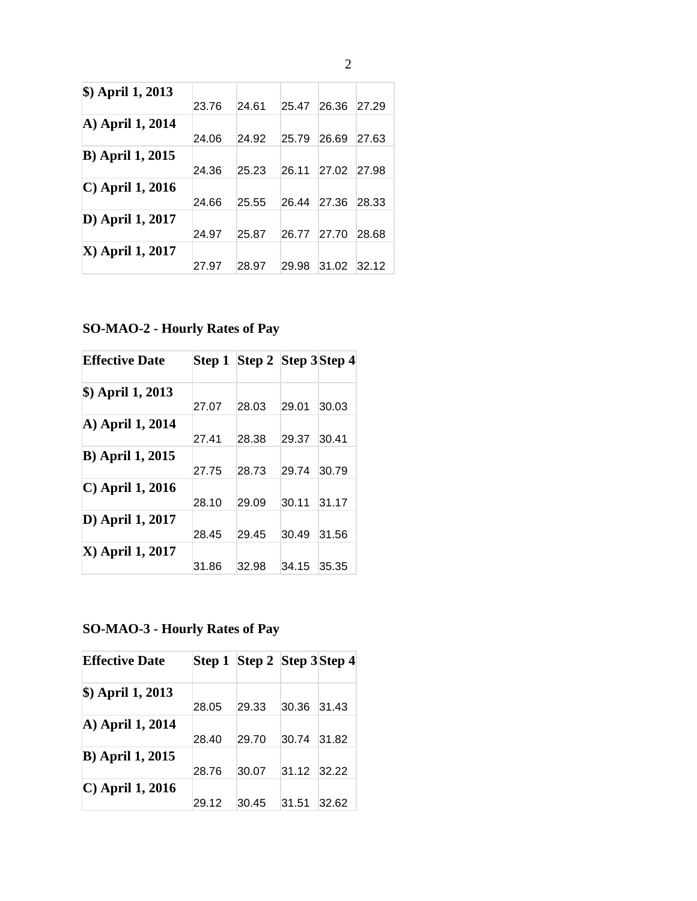| | | | | | |
|---|---|---|---|---|---|
| **$) April 1, 2013** | 23.76 | 24.61 | 25.47 | 26.36 | 27.29 |
| **A) April 1, 2014** | 24.06 | 24.92 | 25.79 | 26.69 | 27.63 |
| **B) April 1, 2015** | 24.36 | 25.23 | 26.11 | 27.02 | 27.98 |
| **C) April 1, 2016** | 24.66 | 25.55 | 26.44 | 27.36 | 28.33 |
| **D) April 1, 2017** | 24.97 | 25.87 | 26.77 | 27.70 | 28.68 |
| **X) April 1, 2017** | 27.97 | 28.97 | 29.98 | 31.02 | 32.12 |

**SO-MAO-2 - Hourly Rates of Pay**

| **Effective Date** | **Step 1** | **Step 2** | **Step 3** | **Step 4** |
|---|---|---|---|---|
| **$) April 1, 2013** | 27.07 | 28.03 | 29.01 | 30.03 |
| **A) April 1, 2014** | 27.41 | 28.38 | 29.37 | 30.41 |
| **B) April 1, 2015** | 27.75 | 28.73 | 29.74 | 30.79 |
| **C) April 1, 2016** | 28.10 | 29.09 | 30.11 | 31.17 |
| **D) April 1, 2017** | 28.45 | 29.45 | 30.49 | 31.56 |
| **X) April 1, 2017** | 31.86 | 32.98 | 34.15 | 35.35 |

**SO-MAO-3 - Hourly Rates of Pay**

| **Effective Date** | **Step 1** | **Step 2** | **Step 3** | **Step 4** |
|---|---|---|---|---|
| **$) April 1, 2013** | 28.05 | 29.33 | 30.36 | 31.43 |
| **A) April 1, 2014** | 28.40 | 29.70 | 30.74 | 31.82 |
| **B) April 1, 2015** | 28.76 | 30.07 | 31.12 | 32.22 |
| **C) April 1, 2016** | 29.12 | 30.45 | 31.51 | 32.62 |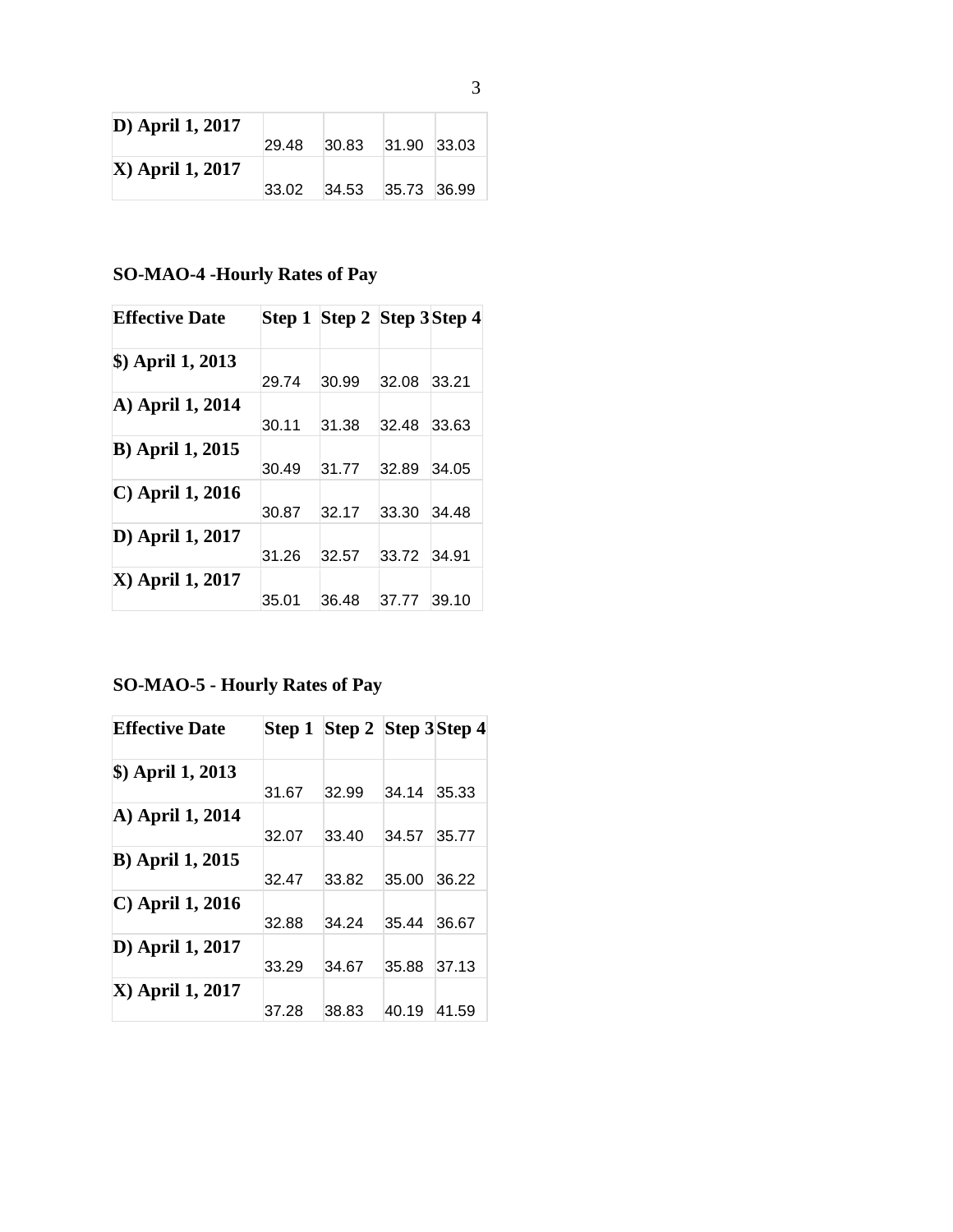| | | | | |
|---|---|---|---|---|
| **D) April 1, 2017** | 29.48 | 30.83 | 31.90 | 33.03 |
| **X) April 1, 2017** | 33.02 | 34.53 | 35.73 | 36.99 |

### SO-MAO-4 -Hourly Rates of Pay

| Effective Date | Step 1 | Step 2 | Step 3 | Step 4 |
|---|---|---|---|---|
| **$) April 1, 2013** | 29.74 | 30.99 | 32.08 | 33.21 |
| **A) April 1, 2014** | 30.11 | 31.38 | 32.48 | 33.63 |
| **B) April 1, 2015** | 30.49 | 31.77 | 32.89 | 34.05 |
| **C) April 1, 2016** | 30.87 | 32.17 | 33.30 | 34.48 |
| **D) April 1, 2017** | 31.26 | 32.57 | 33.72 | 34.91 |
| **X) April 1, 2017** | 35.01 | 36.48 | 37.77 | 39.10 |

### SO-MAO-5 - Hourly Rates of Pay

| Effective Date | Step 1 | Step 2 | Step 3 | Step 4 |
|---|---|---|---|---|
| **$) April 1, 2013** | 31.67 | 32.99 | 34.14 | 35.33 |
| **A) April 1, 2014** | 32.07 | 33.40 | 34.57 | 35.77 |
| **B) April 1, 2015** | 32.47 | 33.82 | 35.00 | 36.22 |
| **C) April 1, 2016** | 32.88 | 34.24 | 35.44 | 36.67 |
| **D) April 1, 2017** | 33.29 | 34.67 | 35.88 | 37.13 |
| **X) April 1, 2017** | 37.28 | 38.83 | 40.19 | 41.59 |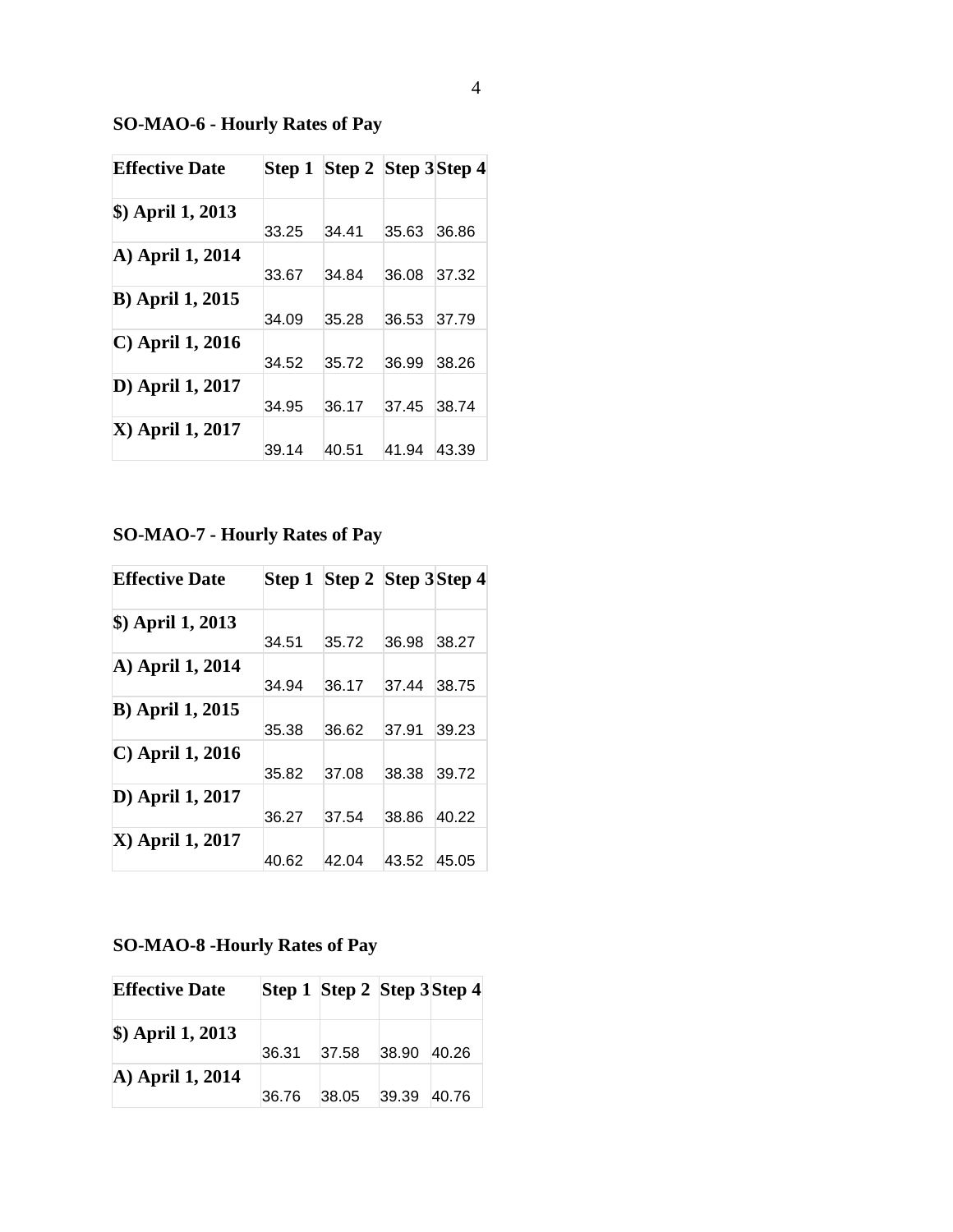**SO-MAO-6 - Hourly Rates of Pay**

| Effective Date | Step 1 | Step 2 | Step 3 | Step 4 |
|---|---|---|---|---|
| $) April 1, 2013 | 33.25 | 34.41 | 35.63 | 36.86 |
| A) April 1, 2014 | 33.67 | 34.84 | 36.08 | 37.32 |
| B) April 1, 2015 | 34.09 | 35.28 | 36.53 | 37.79 |
| C) April 1, 2016 | 34.52 | 35.72 | 36.99 | 38.26 |
| D) April 1, 2017 | 34.95 | 36.17 | 37.45 | 38.74 |
| X) April 1, 2017 | 39.14 | 40.51 | 41.94 | 43.39 |

**SO-MAO-7 - Hourly Rates of Pay**

| Effective Date | Step 1 | Step 2 | Step 3 | Step 4 |
|---|---|---|---|---|
| $) April 1, 2013 | 34.51 | 35.72 | 36.98 | 38.27 |
| A) April 1, 2014 | 34.94 | 36.17 | 37.44 | 38.75 |
| B) April 1, 2015 | 35.38 | 36.62 | 37.91 | 39.23 |
| C) April 1, 2016 | 35.82 | 37.08 | 38.38 | 39.72 |
| D) April 1, 2017 | 36.27 | 37.54 | 38.86 | 40.22 |
| X) April 1, 2017 | 40.62 | 42.04 | 43.52 | 45.05 |

**SO-MAO-8 -Hourly Rates of Pay**

| Effective Date | Step 1 | Step 2 | Step 3 | Step 4 |
|---|---|---|---|---|
| $) April 1, 2013 | 36.31 | 37.58 | 38.90 | 40.26 |
| A) April 1, 2014 | 36.76 | 38.05 | 39.39 | 40.76 |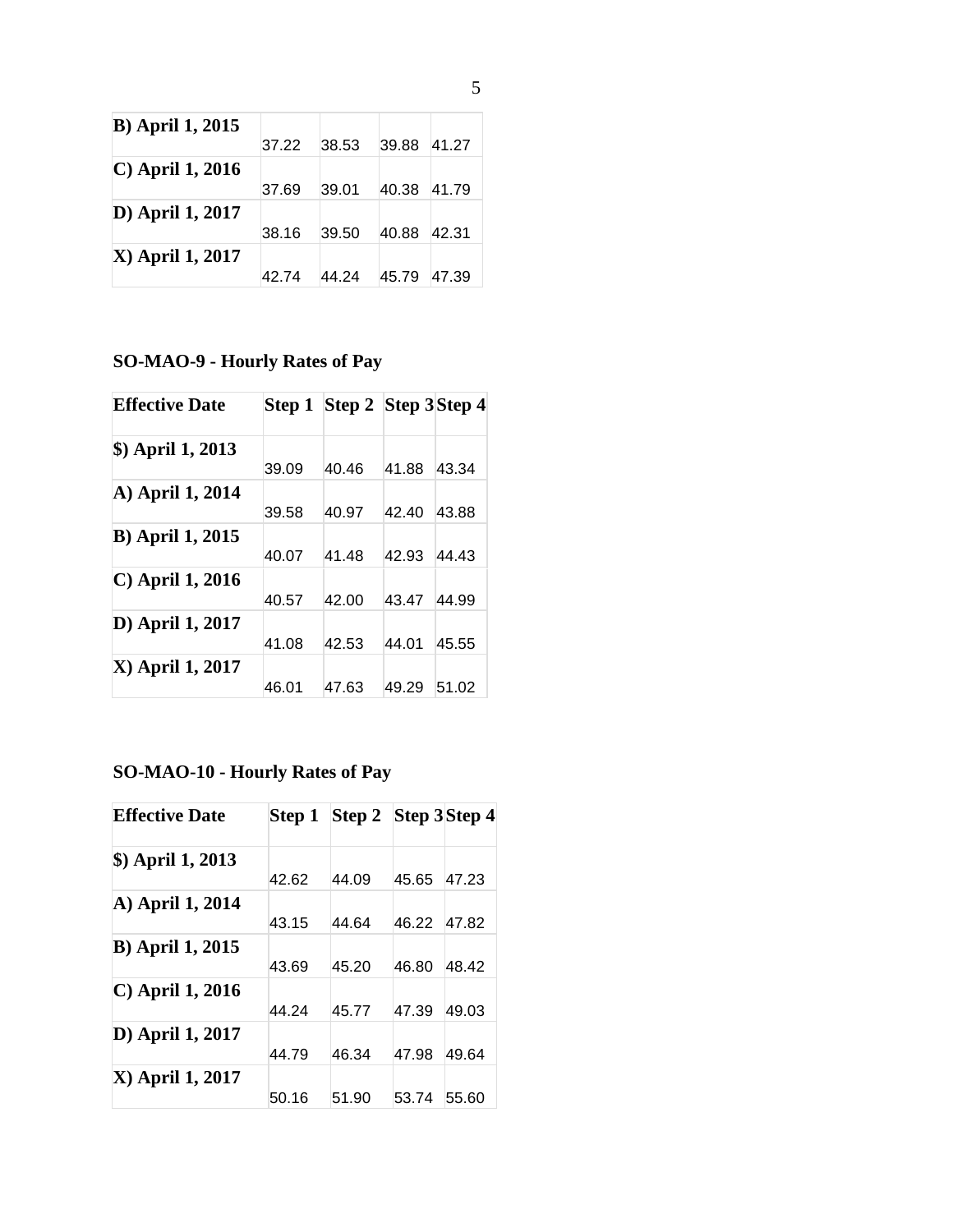| B) April 1, 2015 | 37.22 | 38.53 | 39.88 | 41.27 |
|---|---|---|---|---|
| C) April 1, 2016 | 37.69 | 39.01 | 40.38 | 41.79 |
| D) April 1, 2017 | 38.16 | 39.50 | 40.88 | 42.31 |
| X) April 1, 2017 | 42.74 | 44.24 | 45.79 | 47.39 |

**SO-MAO-9 - Hourly Rates of Pay**

| Effective Date | Step 1 | Step 2 | Step 3 | Step 4 |
|---|---|---|---|---|
| $) April 1, 2013 | 39.09 | 40.46 | 41.88 | 43.34 |
| A) April 1, 2014 | 39.58 | 40.97 | 42.40 | 43.88 |
| B) April 1, 2015 | 40.07 | 41.48 | 42.93 | 44.43 |
| C) April 1, 2016 | 40.57 | 42.00 | 43.47 | 44.99 |
| D) April 1, 2017 | 41.08 | 42.53 | 44.01 | 45.55 |
| X) April 1, 2017 | 46.01 | 47.63 | 49.29 | 51.02 |

**SO-MAO-10 - Hourly Rates of Pay**

| Effective Date | Step 1 | Step 2 | Step 3 | Step 4 |
|---|---|---|---|---|
| $) April 1, 2013 | 42.62 | 44.09 | 45.65 | 47.23 |
| A) April 1, 2014 | 43.15 | 44.64 | 46.22 | 47.82 |
| B) April 1, 2015 | 43.69 | 45.20 | 46.80 | 48.42 |
| C) April 1, 2016 | 44.24 | 45.77 | 47.39 | 49.03 |
| D) April 1, 2017 | 44.79 | 46.34 | 47.98 | 49.64 |
| X) April 1, 2017 | 50.16 | 51.90 | 53.74 | 55.60 |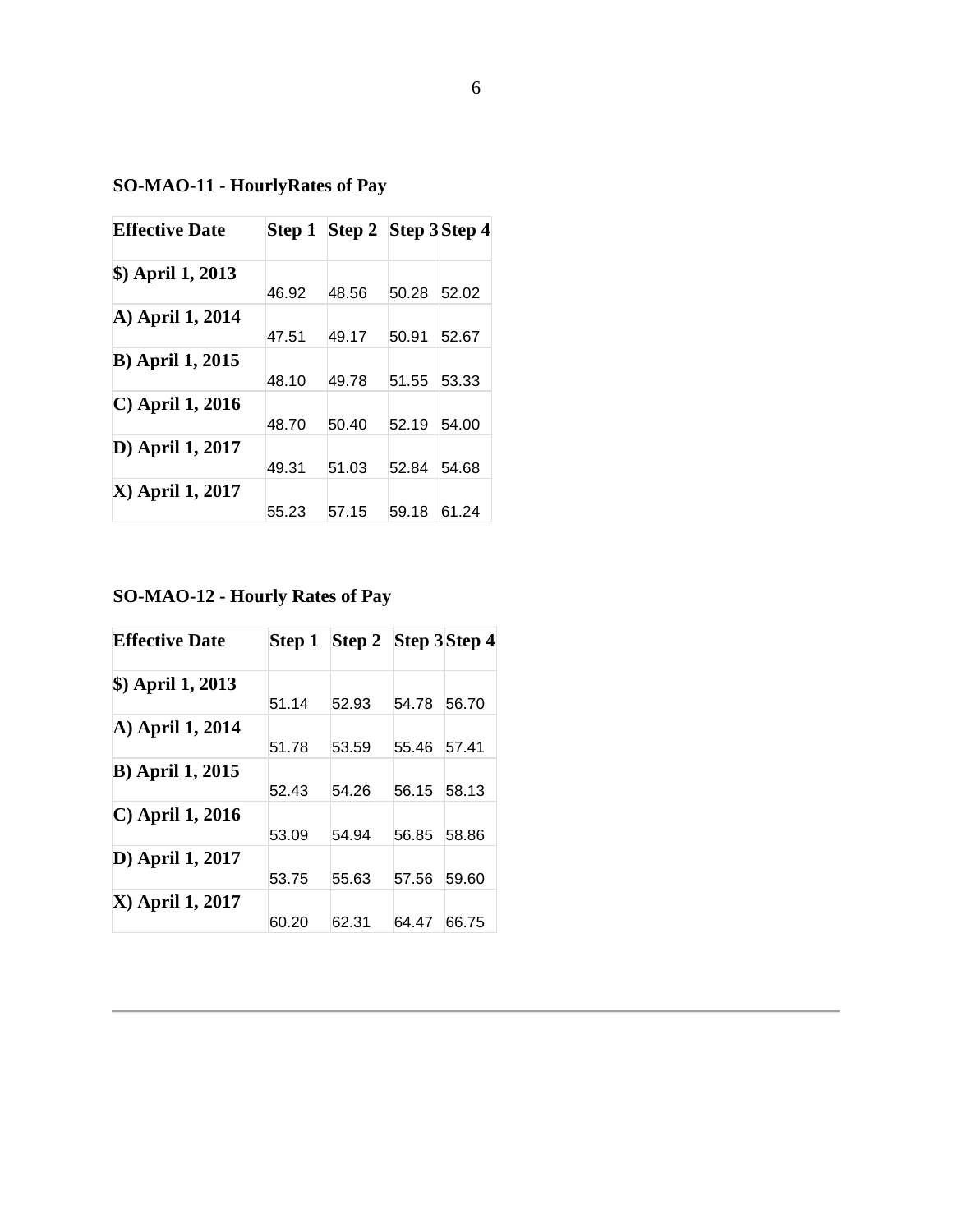**SO-MAO-11 - HourlyRates of Pay**

| Effective Date | Step 1 | Step 2 | Step 3 | Step 4 |
|---|---|---|---|---|
| $) April 1, 2013 | 46.92 | 48.56 | 50.28 | 52.02 |
| A) April 1, 2014 | 47.51 | 49.17 | 50.91 | 52.67 |
| B) April 1, 2015 | 48.10 | 49.78 | 51.55 | 53.33 |
| C) April 1, 2016 | 48.70 | 50.40 | 52.19 | 54.00 |
| D) April 1, 2017 | 49.31 | 51.03 | 52.84 | 54.68 |
| X) April 1, 2017 | 55.23 | 57.15 | 59.18 | 61.24 |

**SO-MAO-12 - Hourly Rates of Pay**

| Effective Date | Step 1 | Step 2 | Step 3 | Step 4 |
|---|---|---|---|---|
| $) April 1, 2013 | 51.14 | 52.93 | 54.78 | 56.70 |
| A) April 1, 2014 | 51.78 | 53.59 | 55.46 | 57.41 |
| B) April 1, 2015 | 52.43 | 54.26 | 56.15 | 58.13 |
| C) April 1, 2016 | 53.09 | 54.94 | 56.85 | 58.86 |
| D) April 1, 2017 | 53.75 | 55.63 | 57.56 | 59.60 |
| X) April 1, 2017 | 60.20 | 62.31 | 64.47 | 66.75 |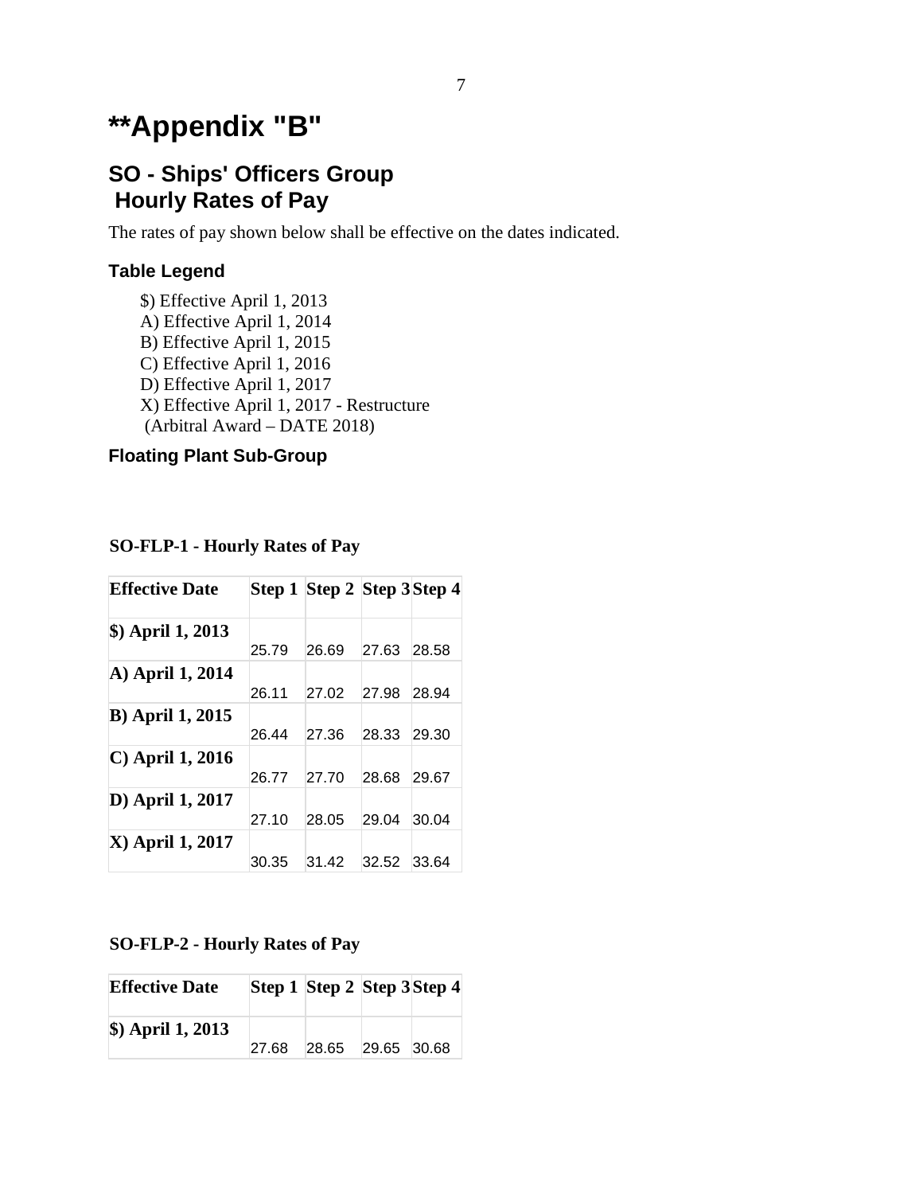# **Appendix "B"

## SO - Ships' Officers Group
## Hourly Rates of Pay

The rates of pay shown below shall be effective on the dates indicated.

### Table Legend

$) Effective April 1, 2013
A) Effective April 1, 2014
B) Effective April 1, 2015
C) Effective April 1, 2016
D) Effective April 1, 2017
X) Effective April 1, 2017 - Restructure
(Arbitral Award – DATE 2018)

### Floating Plant Sub-Group

**SO-FLP-1 - Hourly Rates of Pay**

| Effective Date | Step 1 | Step 2 | Step 3 | Step 4 |
|---|---|---|---|---|
| **$) April 1, 2013** | 25.79 | 26.69 | 27.63 | 28.58 |
| **A) April 1, 2014** | 26.11 | 27.02 | 27.98 | 28.94 |
| **B) April 1, 2015** | 26.44 | 27.36 | 28.33 | 29.30 |
| **C) April 1, 2016** | 26.77 | 27.70 | 28.68 | 29.67 |
| **D) April 1, 2017** | 27.10 | 28.05 | 29.04 | 30.04 |
| **X) April 1, 2017** | 30.35 | 31.42 | 32.52 | 33.64 |

**SO-FLP-2 - Hourly Rates of Pay**

| Effective Date | Step 1 | Step 2 | Step 3 | Step 4 |
|---|---|---|---|---|
| **$) April 1, 2013** | 27.68 | 28.65 | 29.65 | 30.68 |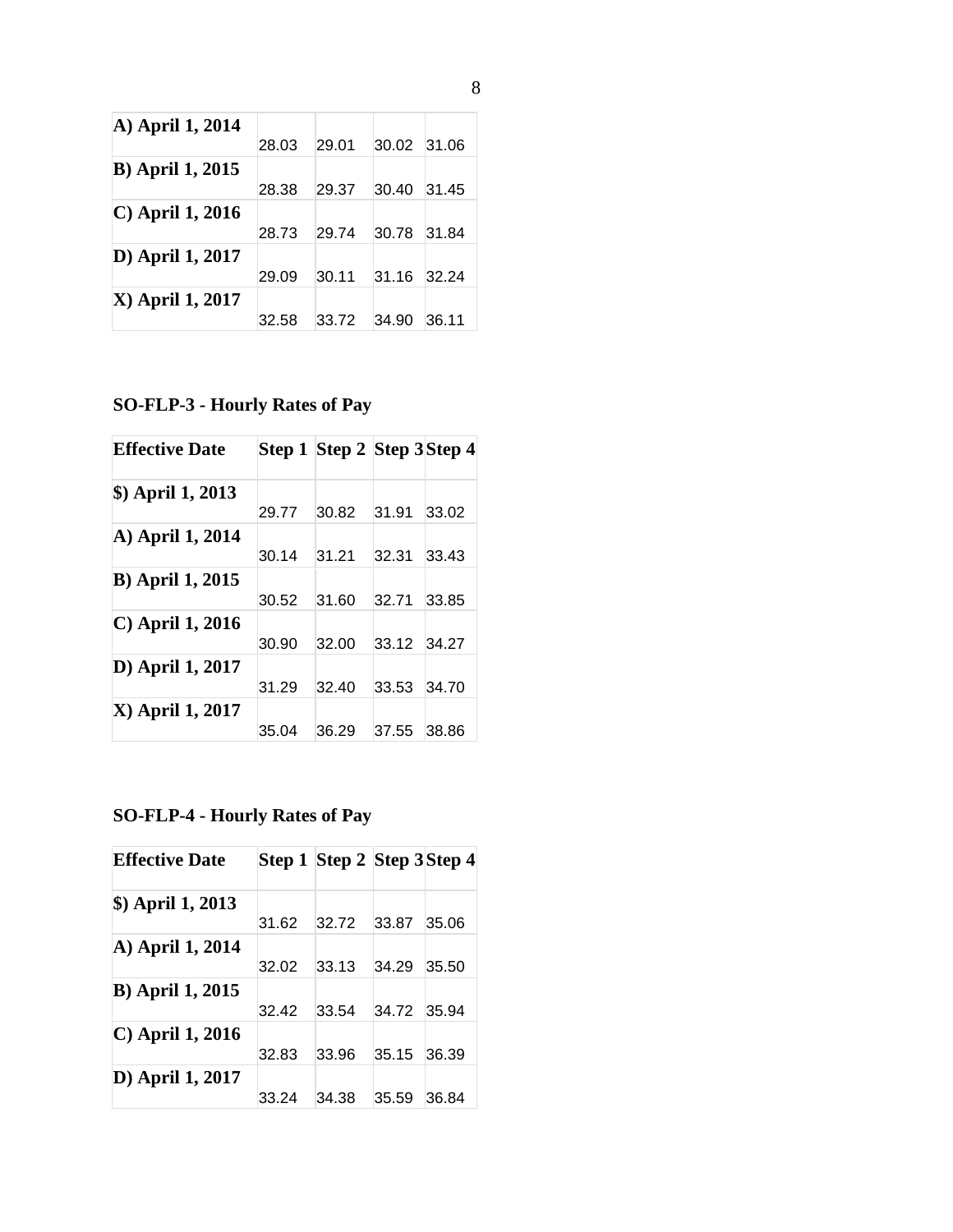| | | | | |
|---|---|---|---|---|
| **A) April 1, 2014** | 28.03 | 29.01 | 30.02 | 31.06 |
| **B) April 1, 2015** | 28.38 | 29.37 | 30.40 | 31.45 |
| **C) April 1, 2016** | 28.73 | 29.74 | 30.78 | 31.84 |
| **D) April 1, 2017** | 29.09 | 30.11 | 31.16 | 32.24 |
| **X) April 1, 2017** | 32.58 | 33.72 | 34.90 | 36.11 |

**SO-FLP-3 - Hourly Rates of Pay**

| Effective Date | Step 1 | Step 2 | Step 3 | Step 4 |
|---|---|---|---|---|
| **$) April 1, 2013** | 29.77 | 30.82 | 31.91 | 33.02 |
| **A) April 1, 2014** | 30.14 | 31.21 | 32.31 | 33.43 |
| **B) April 1, 2015** | 30.52 | 31.60 | 32.71 | 33.85 |
| **C) April 1, 2016** | 30.90 | 32.00 | 33.12 | 34.27 |
| **D) April 1, 2017** | 31.29 | 32.40 | 33.53 | 34.70 |
| **X) April 1, 2017** | 35.04 | 36.29 | 37.55 | 38.86 |

**SO-FLP-4 - Hourly Rates of Pay**

| Effective Date | Step 1 | Step 2 | Step 3 | Step 4 |
|---|---|---|---|---|
| **$) April 1, 2013** | 31.62 | 32.72 | 33.87 | 35.06 |
| **A) April 1, 2014** | 32.02 | 33.13 | 34.29 | 35.50 |
| **B) April 1, 2015** | 32.42 | 33.54 | 34.72 | 35.94 |
| **C) April 1, 2016** | 32.83 | 33.96 | 35.15 | 36.39 |
| **D) April 1, 2017** | 33.24 | 34.38 | 35.59 | 36.84 |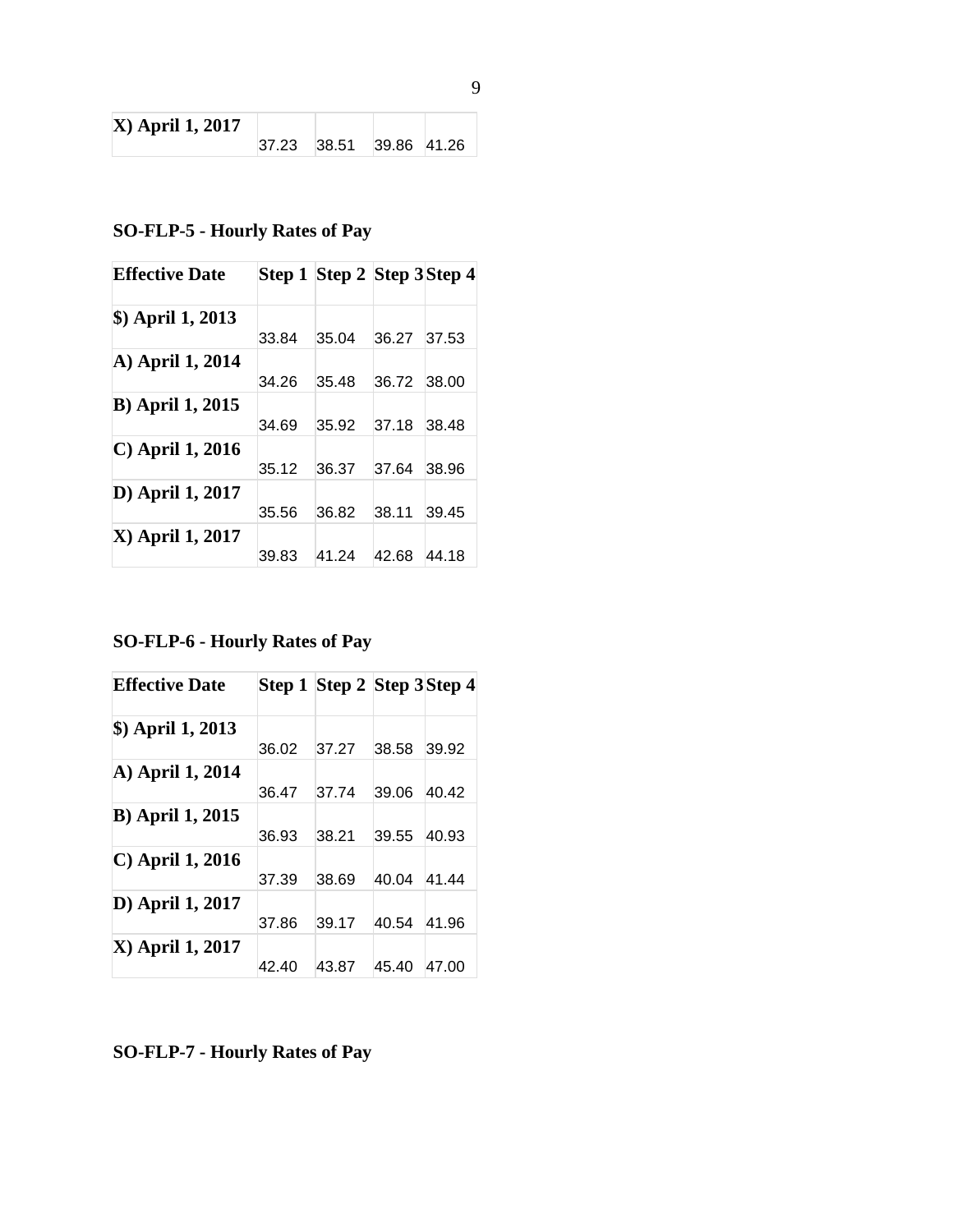| X) April 1, 2017 | 37.23 | 38.51 | 39.86 | 41.26 |
|---|---|---|---|---|

**SO-FLP-5 - Hourly Rates of Pay**

| Effective Date | Step 1 | Step 2 | Step 3 | Step 4 |
|---|---|---|---|---|
| $) April 1, 2013 | 33.84 | 35.04 | 36.27 | 37.53 |
| A) April 1, 2014 | 34.26 | 35.48 | 36.72 | 38.00 |
| B) April 1, 2015 | 34.69 | 35.92 | 37.18 | 38.48 |
| C) April 1, 2016 | 35.12 | 36.37 | 37.64 | 38.96 |
| D) April 1, 2017 | 35.56 | 36.82 | 38.11 | 39.45 |
| X) April 1, 2017 | 39.83 | 41.24 | 42.68 | 44.18 |

**SO-FLP-6 - Hourly Rates of Pay**

| Effective Date | Step 1 | Step 2 | Step 3 | Step 4 |
|---|---|---|---|---|
| $) April 1, 2013 | 36.02 | 37.27 | 38.58 | 39.92 |
| A) April 1, 2014 | 36.47 | 37.74 | 39.06 | 40.42 |
| B) April 1, 2015 | 36.93 | 38.21 | 39.55 | 40.93 |
| C) April 1, 2016 | 37.39 | 38.69 | 40.04 | 41.44 |
| D) April 1, 2017 | 37.86 | 39.17 | 40.54 | 41.96 |
| X) April 1, 2017 | 42.40 | 43.87 | 45.40 | 47.00 |

**SO-FLP-7 - Hourly Rates of Pay**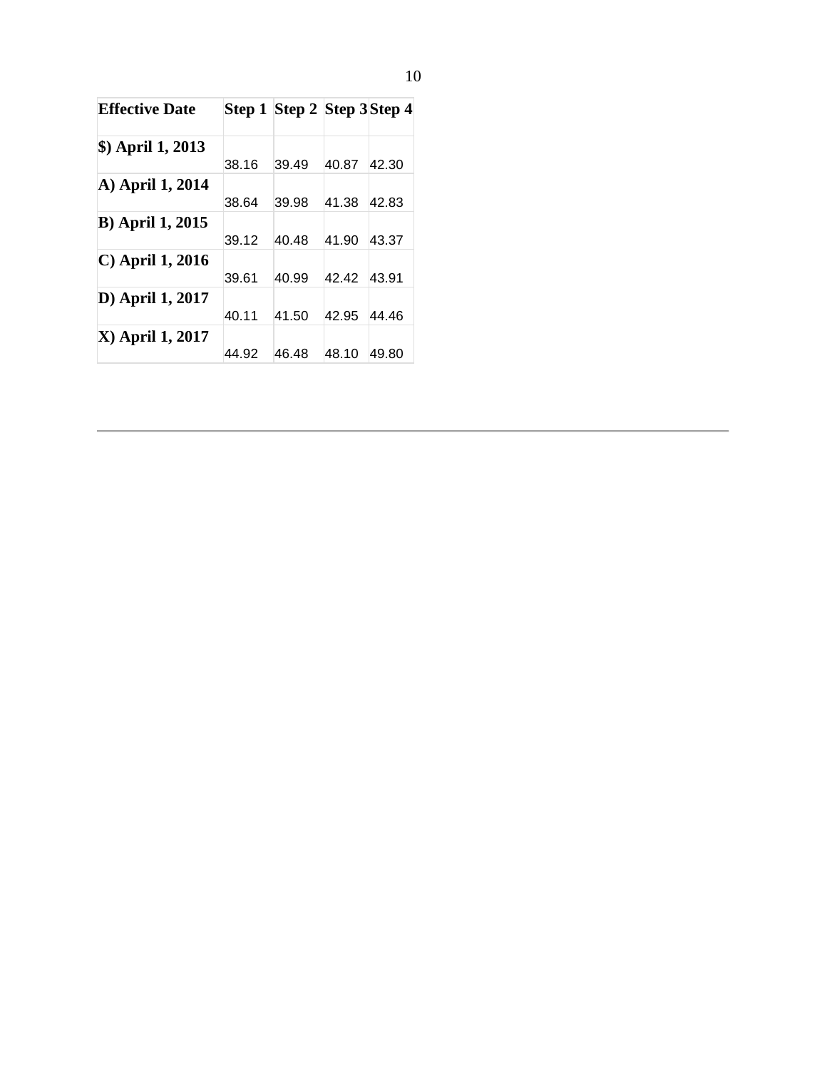| Effective Date | Step 1 | Step 2 | Step 3 | Step 4 |
|---|---|---|---|---|
| $) April 1, 2013 | 38.16 | 39.49 | 40.87 | 42.30 |
| A) April 1, 2014 | 38.64 | 39.98 | 41.38 | 42.83 |
| B) April 1, 2015 | 39.12 | 40.48 | 41.90 | 43.37 |
| C) April 1, 2016 | 39.61 | 40.99 | 42.42 | 43.91 |
| D) April 1, 2017 | 40.11 | 41.50 | 42.95 | 44.46 |
| X) April 1, 2017 | 44.92 | 46.48 | 48.10 | 49.80 |

---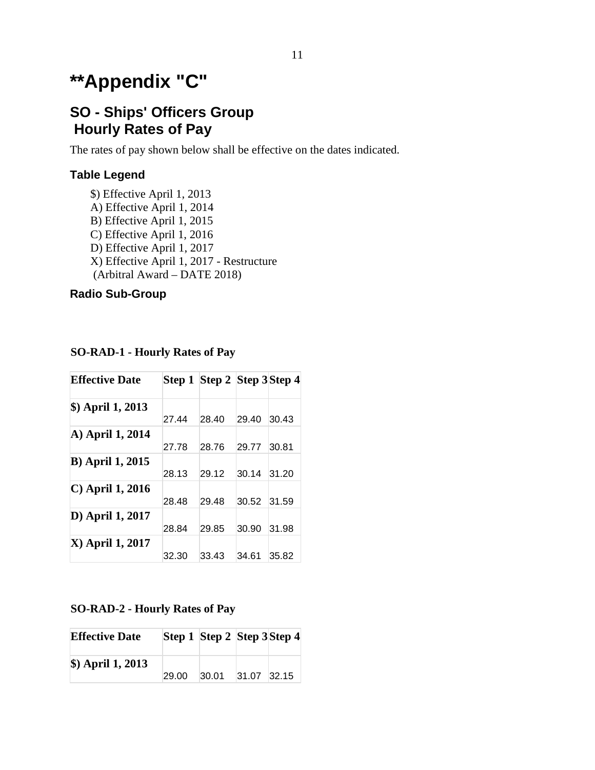# **Appendix "C"

## SO - Ships' Officers Group
## Hourly Rates of Pay

The rates of pay shown below shall be effective on the dates indicated.

### Table Legend

$) Effective April 1, 2013
A) Effective April 1, 2014
B) Effective April 1, 2015
C) Effective April 1, 2016
D) Effective April 1, 2017
X) Effective April 1, 2017 - Restructure
(Arbitral Award – DATE 2018)

### Radio Sub-Group

**SO-RAD-1 - Hourly Rates of Pay**

| Effective Date | Step 1 | Step 2 | Step 3 | Step 4 |
|---|---|---|---|---|
| $) April 1, 2013 | 27.44 | 28.40 | 29.40 | 30.43 |
| A) April 1, 2014 | 27.78 | 28.76 | 29.77 | 30.81 |
| B) April 1, 2015 | 28.13 | 29.12 | 30.14 | 31.20 |
| C) April 1, 2016 | 28.48 | 29.48 | 30.52 | 31.59 |
| D) April 1, 2017 | 28.84 | 29.85 | 30.90 | 31.98 |
| X) April 1, 2017 | 32.30 | 33.43 | 34.61 | 35.82 |

**SO-RAD-2 - Hourly Rates of Pay**

| Effective Date | Step 1 | Step 2 | Step 3 | Step 4 |
|---|---|---|---|---|
| $) April 1, 2013 | 29.00 | 30.01 | 31.07 | 32.15 |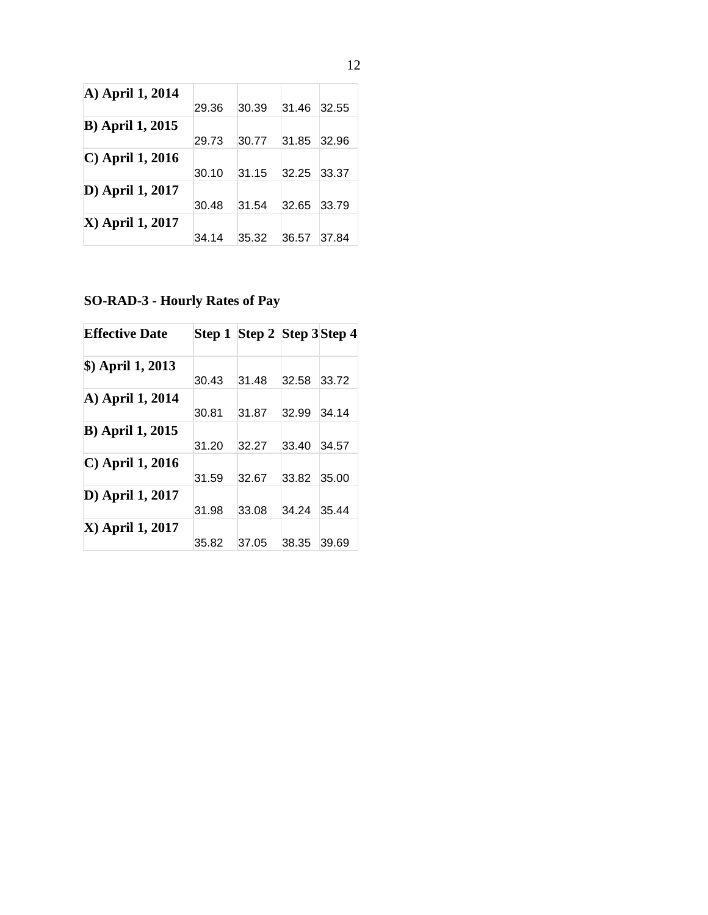| | | | | |
|---|---|---|---|---|
| **A) April 1, 2014** | 29.36 | 30.39 | 31.46 | 32.55 |
| **B) April 1, 2015** | 29.73 | 30.77 | 31.85 | 32.96 |
| **C) April 1, 2016** | 30.10 | 31.15 | 32.25 | 33.37 |
| **D) April 1, 2017** | 30.48 | 31.54 | 32.65 | 33.79 |
| **X) April 1, 2017** | 34.14 | 35.32 | 36.57 | 37.84 |

**SO-RAD-3 - Hourly Rates of Pay**

| **Effective Date** | **Step 1** | **Step 2** | **Step 3** | **Step 4** |
|---|---|---|---|---|
| **$) April 1, 2013** | 30.43 | 31.48 | 32.58 | 33.72 |
| **A) April 1, 2014** | 30.81 | 31.87 | 32.99 | 34.14 |
| **B) April 1, 2015** | 31.20 | 32.27 | 33.40 | 34.57 |
| **C) April 1, 2016** | 31.59 | 32.67 | 33.82 | 35.00 |
| **D) April 1, 2017** | 31.98 | 33.08 | 34.24 | 35.44 |
| **X) April 1, 2017** | 35.82 | 37.05 | 38.35 | 39.69 |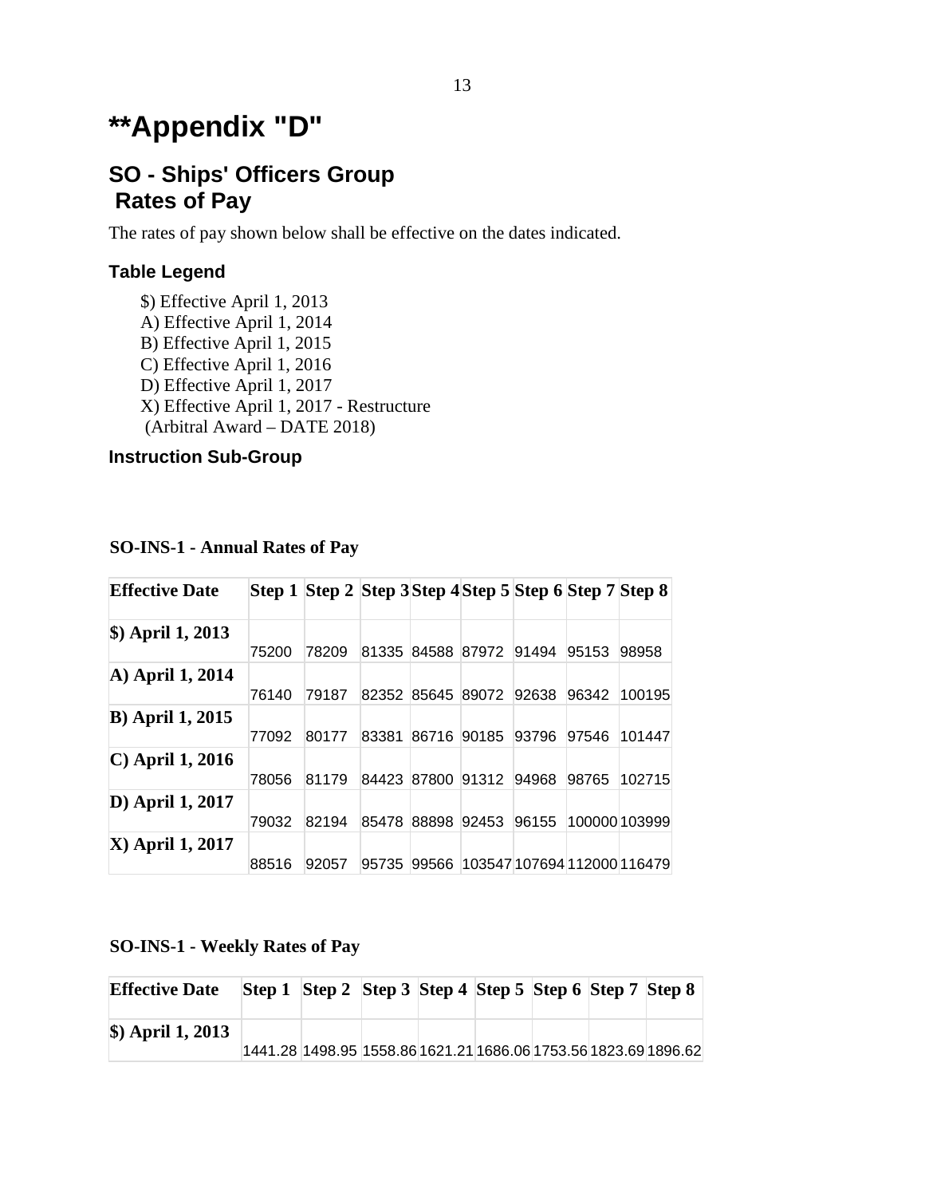# **Appendix "D"

## SO - Ships' Officers Group
## Rates of Pay

The rates of pay shown below shall be effective on the dates indicated.

### Table Legend

$) Effective April 1, 2013
A) Effective April 1, 2014
B) Effective April 1, 2015
C) Effective April 1, 2016
D) Effective April 1, 2017
X) Effective April 1, 2017 - Restructure
(Arbitral Award – DATE 2018)

### Instruction Sub-Group

**SO-INS-1 - Annual Rates of Pay**

| Effective Date | Step 1 | Step 2 | Step 3 | Step 4 | Step 5 | Step 6 | Step 7 | Step 8 |
|---|---|---|---|---|---|---|---|---|
| $) April 1, 2013 | 75200 | 78209 | 81335 | 84588 | 87972 | 91494 | 95153 | 98958 |
| A) April 1, 2014 | 76140 | 79187 | 82352 | 85645 | 89072 | 92638 | 96342 | 100195 |
| B) April 1, 2015 | 77092 | 80177 | 83381 | 86716 | 90185 | 93796 | 97546 | 101447 |
| C) April 1, 2016 | 78056 | 81179 | 84423 | 87800 | 91312 | 94968 | 98765 | 102715 |
| D) April 1, 2017 | 79032 | 82194 | 85478 | 88898 | 92453 | 96155 | 100000 | 103999 |
| X) April 1, 2017 | 88516 | 92057 | 95735 | 99566 | 103547 | 107694 | 112000 | 116479 |

**SO-INS-1 - Weekly Rates of Pay**

| Effective Date | Step 1 | Step 2 | Step 3 | Step 4 | Step 5 | Step 6 | Step 7 | Step 8 |
|---|---|---|---|---|---|---|---|---|
| $) April 1, 2013 | 1441.28 | 1498.95 | 1558.86 | 1621.21 | 1686.06 | 1753.56 | 1823.69 | 1896.62 |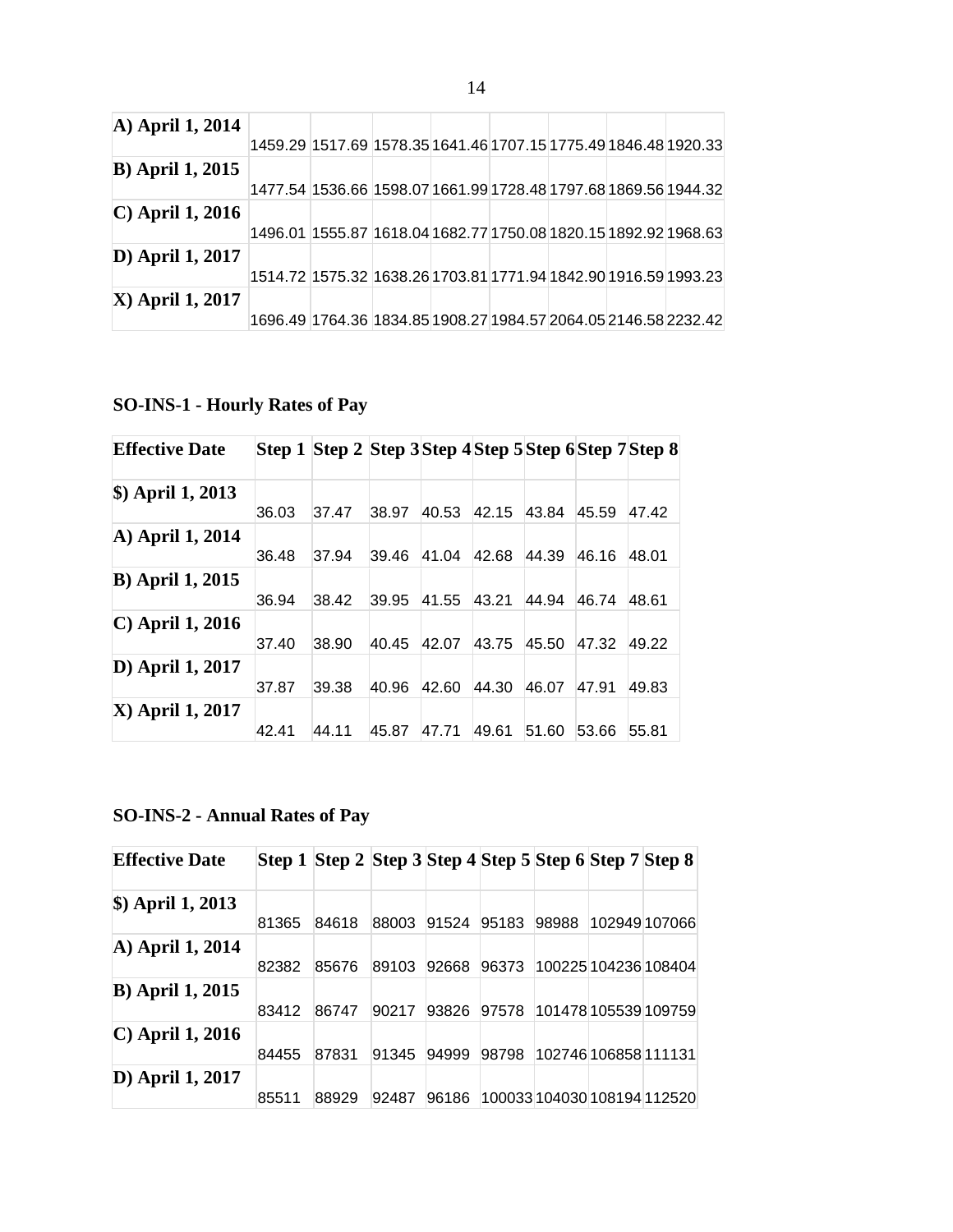| | | | | | | | | |
|---|---|---|---|---|---|---|---|---|
| **A) April 1, 2014** | 1459.29 | 1517.69 | 1578.35 | 1641.46 | 1707.15 | 1775.49 | 1846.48 | 1920.33 |
| **B) April 1, 2015** | 1477.54 | 1536.66 | 1598.07 | 1661.99 | 1728.48 | 1797.68 | 1869.56 | 1944.32 |
| **C) April 1, 2016** | 1496.01 | 1555.87 | 1618.04 | 1682.77 | 1750.08 | 1820.15 | 1892.92 | 1968.63 |
| **D) April 1, 2017** | 1514.72 | 1575.32 | 1638.26 | 1703.81 | 1771.94 | 1842.90 | 1916.59 | 1993.23 |
| **X) April 1, 2017** | 1696.49 | 1764.36 | 1834.85 | 1908.27 | 1984.57 | 2064.05 | 2146.58 | 2232.42 |

**SO-INS-1 - Hourly Rates of Pay**

| Effective Date | Step 1 | Step 2 | Step 3 | Step 4 | Step 5 | Step 6 | Step 7 | Step 8 |
|---|---|---|---|---|---|---|---|---|
| **$) April 1, 2013** | 36.03 | 37.47 | 38.97 | 40.53 | 42.15 | 43.84 | 45.59 | 47.42 |
| **A) April 1, 2014** | 36.48 | 37.94 | 39.46 | 41.04 | 42.68 | 44.39 | 46.16 | 48.01 |
| **B) April 1, 2015** | 36.94 | 38.42 | 39.95 | 41.55 | 43.21 | 44.94 | 46.74 | 48.61 |
| **C) April 1, 2016** | 37.40 | 38.90 | 40.45 | 42.07 | 43.75 | 45.50 | 47.32 | 49.22 |
| **D) April 1, 2017** | 37.87 | 39.38 | 40.96 | 42.60 | 44.30 | 46.07 | 47.91 | 49.83 |
| **X) April 1, 2017** | 42.41 | 44.11 | 45.87 | 47.71 | 49.61 | 51.60 | 53.66 | 55.81 |

**SO-INS-2 - Annual Rates of Pay**

| Effective Date | Step 1 | Step 2 | Step 3 | Step 4 | Step 5 | Step 6 | Step 7 | Step 8 |
|---|---|---|---|---|---|---|---|---|
| **$) April 1, 2013** | 81365 | 84618 | 88003 | 91524 | 95183 | 98988 | 102949 | 107066 |
| **A) April 1, 2014** | 82382 | 85676 | 89103 | 92668 | 96373 | 100225 | 104236 | 108404 |
| **B) April 1, 2015** | 83412 | 86747 | 90217 | 93826 | 97578 | 101478 | 105539 | 109759 |
| **C) April 1, 2016** | 84455 | 87831 | 91345 | 94999 | 98798 | 102746 | 106858 | 111131 |
| **D) April 1, 2017** | 85511 | 88929 | 92487 | 96186 | 100033 | 104030 | 108194 | 112520 |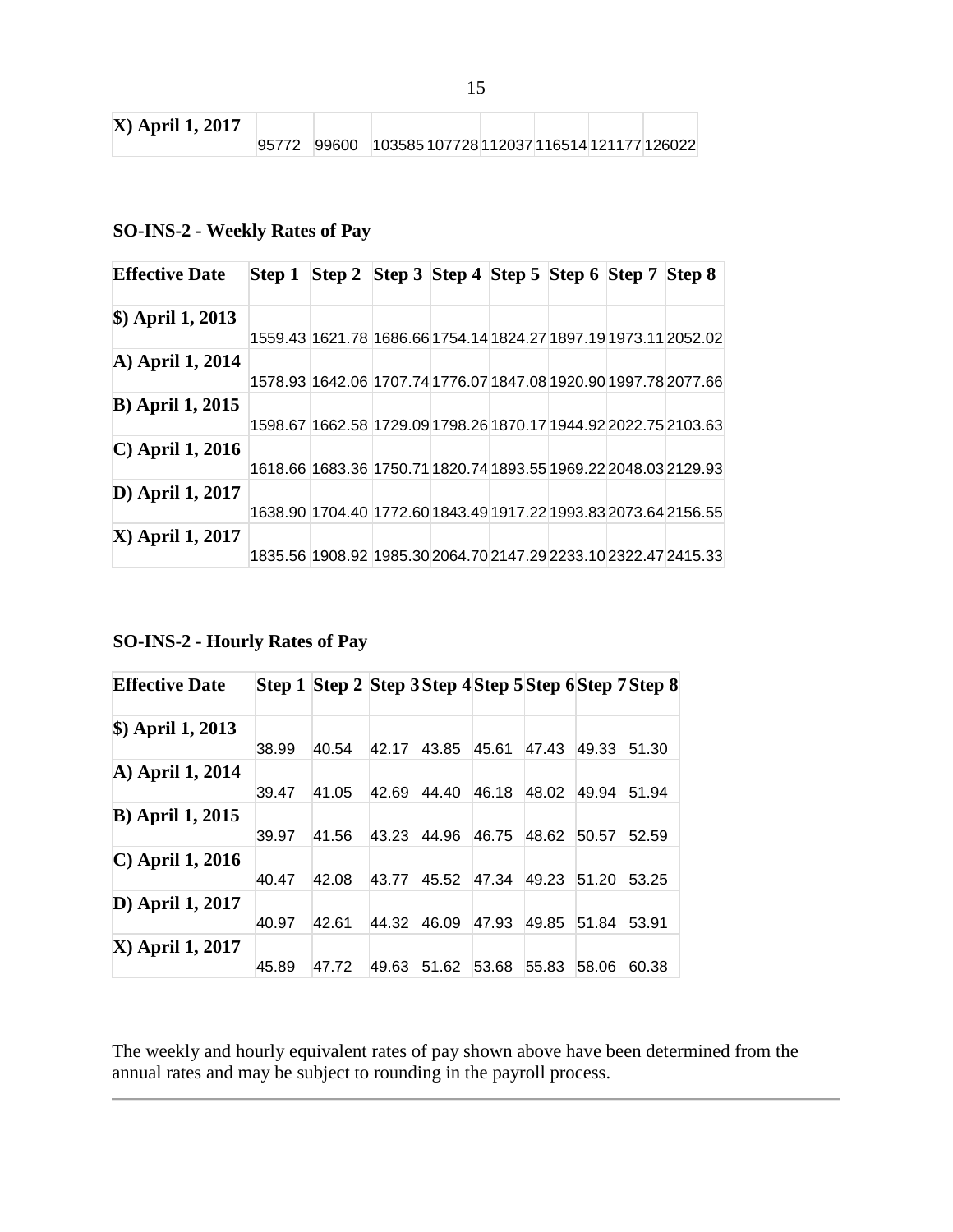| | | | | | | | | |
|---|---|---|---|---|---|---|---|---|
| **X) April 1, 2017** | 95772 | 99600 | 103585 | 107728 | 112037 | 116514 | 121177 | 126022 |

**SO-INS-2 - Weekly Rates of Pay**

| Effective Date | Step 1 | Step 2 | Step 3 | Step 4 | Step 5 | Step 6 | Step 7 | Step 8 |
|---|---|---|---|---|---|---|---|---|
| **$) April 1, 2013** | 1559.43 | 1621.78 | 1686.66 | 1754.14 | 1824.27 | 1897.19 | 1973.11 | 2052.02 |
| **A) April 1, 2014** | 1578.93 | 1642.06 | 1707.74 | 1776.07 | 1847.08 | 1920.90 | 1997.78 | 2077.66 |
| **B) April 1, 2015** | 1598.67 | 1662.58 | 1729.09 | 1798.26 | 1870.17 | 1944.92 | 2022.75 | 2103.63 |
| **C) April 1, 2016** | 1618.66 | 1683.36 | 1750.71 | 1820.74 | 1893.55 | 1969.22 | 2048.03 | 2129.93 |
| **D) April 1, 2017** | 1638.90 | 1704.40 | 1772.60 | 1843.49 | 1917.22 | 1993.83 | 2073.64 | 2156.55 |
| **X) April 1, 2017** | 1835.56 | 1908.92 | 1985.30 | 2064.70 | 2147.29 | 2233.10 | 2322.47 | 2415.33 |

**SO-INS-2 - Hourly Rates of Pay**

| Effective Date | Step 1 | Step 2 | Step 3 | Step 4 | Step 5 | Step 6 | Step 7 | Step 8 |
|---|---|---|---|---|---|---|---|---|
| **$) April 1, 2013** | 38.99 | 40.54 | 42.17 | 43.85 | 45.61 | 47.43 | 49.33 | 51.30 |
| **A) April 1, 2014** | 39.47 | 41.05 | 42.69 | 44.40 | 46.18 | 48.02 | 49.94 | 51.94 |
| **B) April 1, 2015** | 39.97 | 41.56 | 43.23 | 44.96 | 46.75 | 48.62 | 50.57 | 52.59 |
| **C) April 1, 2016** | 40.47 | 42.08 | 43.77 | 45.52 | 47.34 | 49.23 | 51.20 | 53.25 |
| **D) April 1, 2017** | 40.97 | 42.61 | 44.32 | 46.09 | 47.93 | 49.85 | 51.84 | 53.91 |
| **X) April 1, 2017** | 45.89 | 47.72 | 49.63 | 51.62 | 53.68 | 55.83 | 58.06 | 60.38 |

The weekly and hourly equivalent rates of pay shown above have been determined from the annual rates and may be subject to rounding in the payroll process.